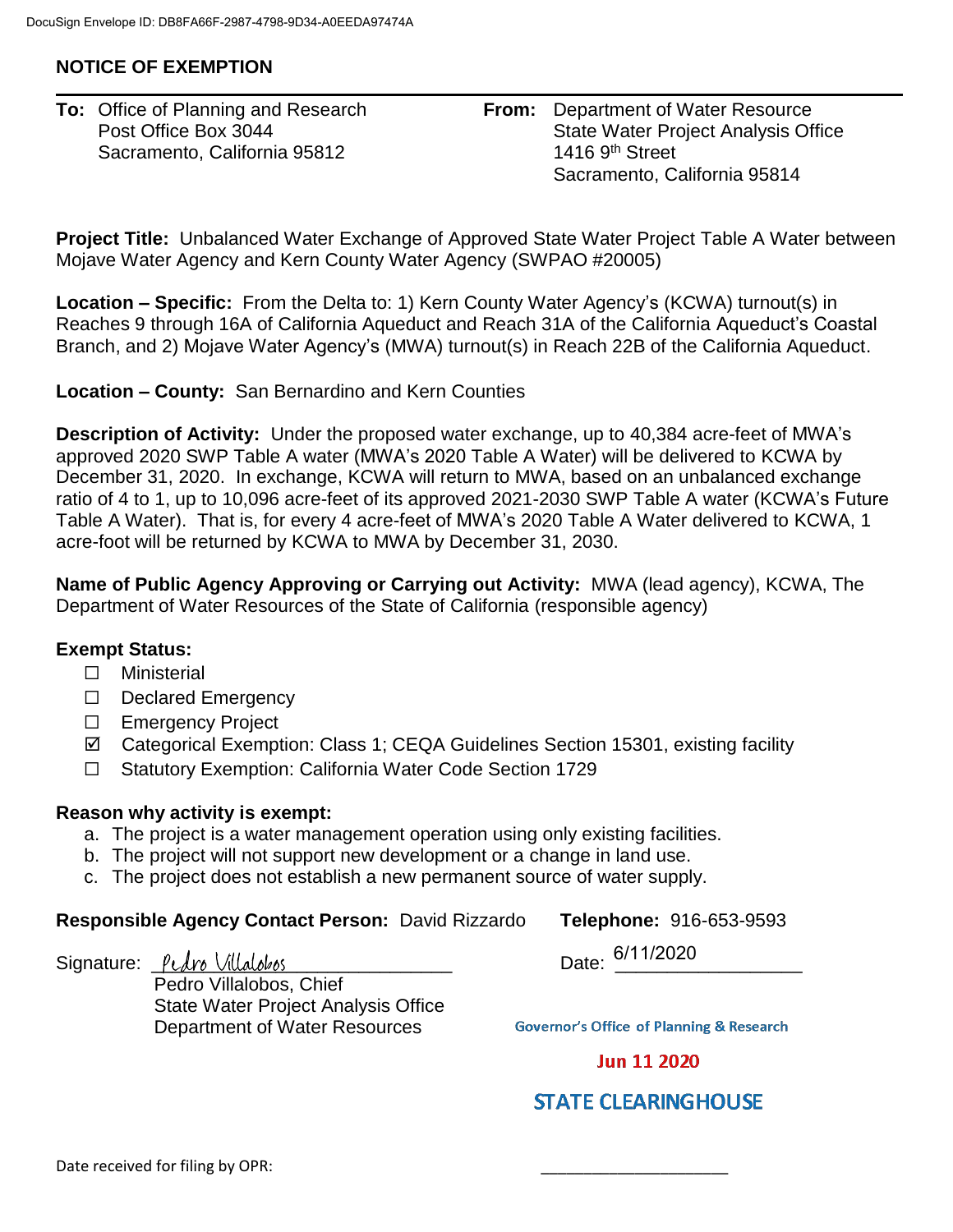DocuSign Envelope ID: DB8FA66F-2987-4798-9D34-A0EEDA97474A

## NOTICE OF EXEMPTION

**To:** Office of Planning and Research
Post Office Box 3044
Sacramento, California 95812

**From:** Department of Water Resource
State Water Project Analysis Office
1416 9th Street
Sacramento, California 95814

**Project Title:** Unbalanced Water Exchange of Approved State Water Project Table A Water between Mojave Water Agency and Kern County Water Agency (SWPAO #20005)

**Location – Specific:** From the Delta to: 1) Kern County Water Agency's (KCWA) turnout(s) in Reaches 9 through 16A of California Aqueduct and Reach 31A of the California Aqueduct's Coastal Branch, and 2) Mojave Water Agency's (MWA) turnout(s) in Reach 22B of the California Aqueduct.

**Location – County:** San Bernardino and Kern Counties

**Description of Activity:** Under the proposed water exchange, up to 40,384 acre-feet of MWA's approved 2020 SWP Table A water (MWA's 2020 Table A Water) will be delivered to KCWA by December 31, 2020. In exchange, KCWA will return to MWA, based on an unbalanced exchange ratio of 4 to 1, up to 10,096 acre-feet of its approved 2021-2030 SWP Table A water (KCWA's Future Table A Water). That is, for every 4 acre-feet of MWA's 2020 Table A Water delivered to KCWA, 1 acre-foot will be returned by KCWA to MWA by December 31, 2030.

**Name of Public Agency Approving or Carrying out Activity:** MWA (lead agency), KCWA, The Department of Water Resources of the State of California (responsible agency)

**Exempt Status:**

- ☐ Ministerial
- ☐ Declared Emergency
- ☐ Emergency Project
- ☑ Categorical Exemption: Class 1; CEQA Guidelines Section 15301, existing facility
- ☐ Statutory Exemption: California Water Code Section 1729

**Reason why activity is exempt:**

a. The project is a water management operation using only existing facilities.
b. The project will not support new development or a change in land use.
c. The project does not establish a new permanent source of water supply.

**Responsible Agency Contact Person:** David Rizzardo **Telephone:** 916-653-9593

Signature: Pedro Villalobos
Pedro Villalobos, Chief
State Water Project Analysis Office
Department of Water Resources

Date: 6/11/2020

Governor's Office of Planning & Research

Jun 11 2020

STATE CLEARINGHOUSE

Date received for filing by OPR: ____________________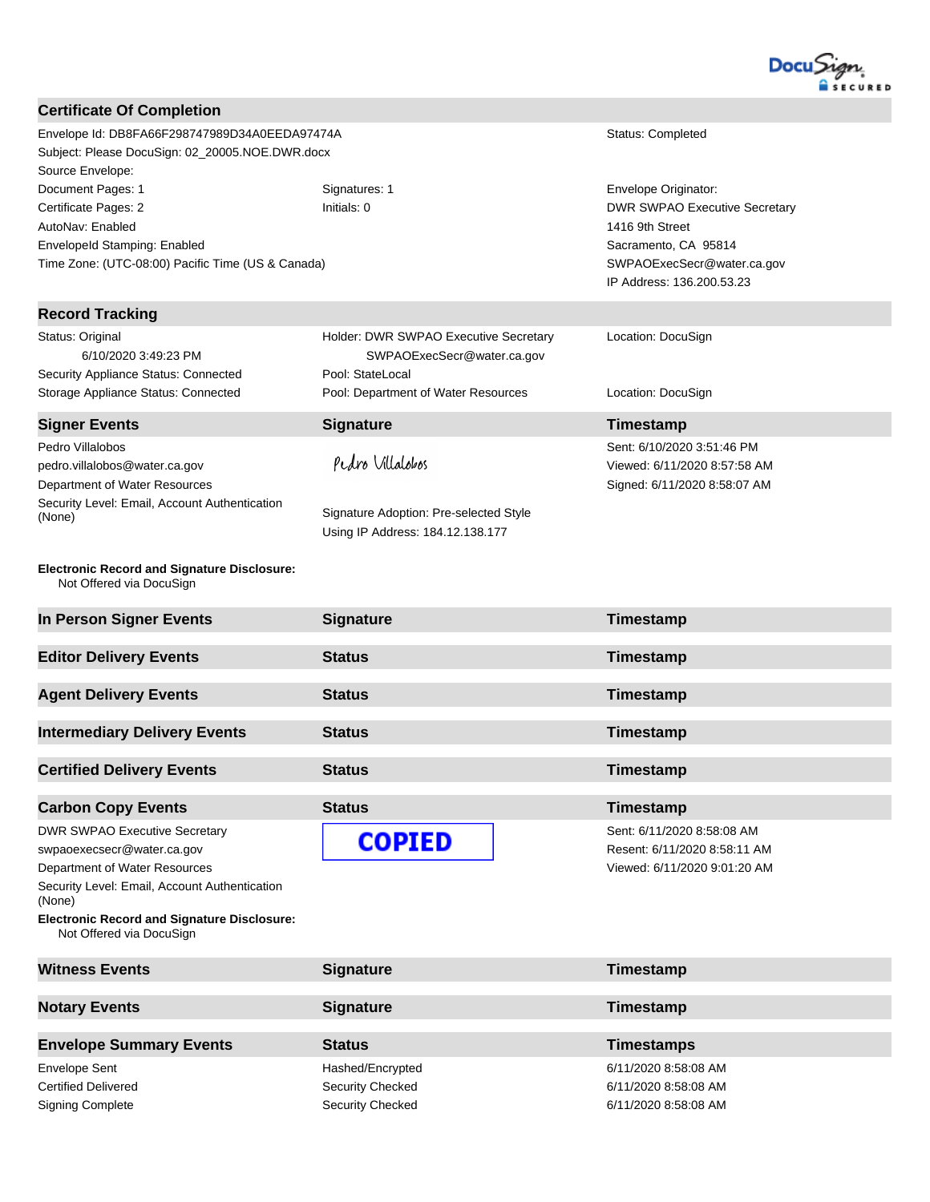DocuSign SECURED

## Certificate Of Completion

| | | |
|---|---|---|
| Envelope Id: DB8FA66F298747989D34A0EEDA97474A | | Status: Completed |
| Subject: Please DocuSign: 02_20005.NOE.DWR.docx | | |
| Source Envelope: | | |
| Document Pages: 1 | Signatures: 1 | Envelope Originator: |
| Certificate Pages: 2 | Initials: 0 | DWR SWPAO Executive Secretary |
| AutoNav: Enabled | | 1416 9th Street |
| EnvelopeId Stamping: Enabled | | Sacramento, CA 95814 |
| Time Zone: (UTC-08:00) Pacific Time (US & Canada) | | SWPAOExecSecr@water.ca.gov |
| | | IP Address: 136.200.53.23 |

## Record Tracking

| | | |
|---|---|---|
| Status: Original<br>6/10/2020 3:49:23 PM | Holder: DWR SWPAO Executive Secretary<br>SWPAOExecSecr@water.ca.gov | Location: DocuSign |
| Security Appliance Status: Connected | Pool: StateLocal | |
| Storage Appliance Status: Connected | Pool: Department of Water Resources | Location: DocuSign |

| Signer Events | Signature | Timestamp |
|---|---|---|
| Pedro Villalobos<br>pedro.villalobos@water.ca.gov<br>Department of Water Resources<br>Security Level: Email, Account Authentication (None) | Pedro Villalobos<br><br>Signature Adoption: Pre-selected Style<br>Using IP Address: 184.12.138.177 | Sent: 6/10/2020 3:51:46 PM<br>Viewed: 6/11/2020 8:57:58 AM<br>Signed: 6/11/2020 8:58:07 AM |

**Electronic Record and Signature Disclosure:**
Not Offered via DocuSign

| In Person Signer Events | Signature | Timestamp |
|---|---|---|

| Editor Delivery Events | Status | Timestamp |
|---|---|---|

| Agent Delivery Events | Status | Timestamp |
|---|---|---|

| Intermediary Delivery Events | Status | Timestamp |
|---|---|---|

| Certified Delivery Events | Status | Timestamp |
|---|---|---|

| Carbon Copy Events | Status | Timestamp |
|---|---|---|
| DWR SWPAO Executive Secretary<br>swpaoexecsecr@water.ca.gov<br>Department of Water Resources<br>Security Level: Email, Account Authentication (None) | COPIED | Sent: 6/11/2020 8:58:08 AM<br>Resent: 6/11/2020 8:58:11 AM<br>Viewed: 6/11/2020 9:01:20 AM |

**Electronic Record and Signature Disclosure:**
Not Offered via DocuSign

| Witness Events | Signature | Timestamp |
|---|---|---|

| Notary Events | Signature | Timestamp |
|---|---|---|

| Envelope Summary Events | Status | Timestamps |
|---|---|---|
| Envelope Sent | Hashed/Encrypted | 6/11/2020 8:58:08 AM |
| Certified Delivered | Security Checked | 6/11/2020 8:58:08 AM |
| Signing Complete | Security Checked | 6/11/2020 8:58:08 AM |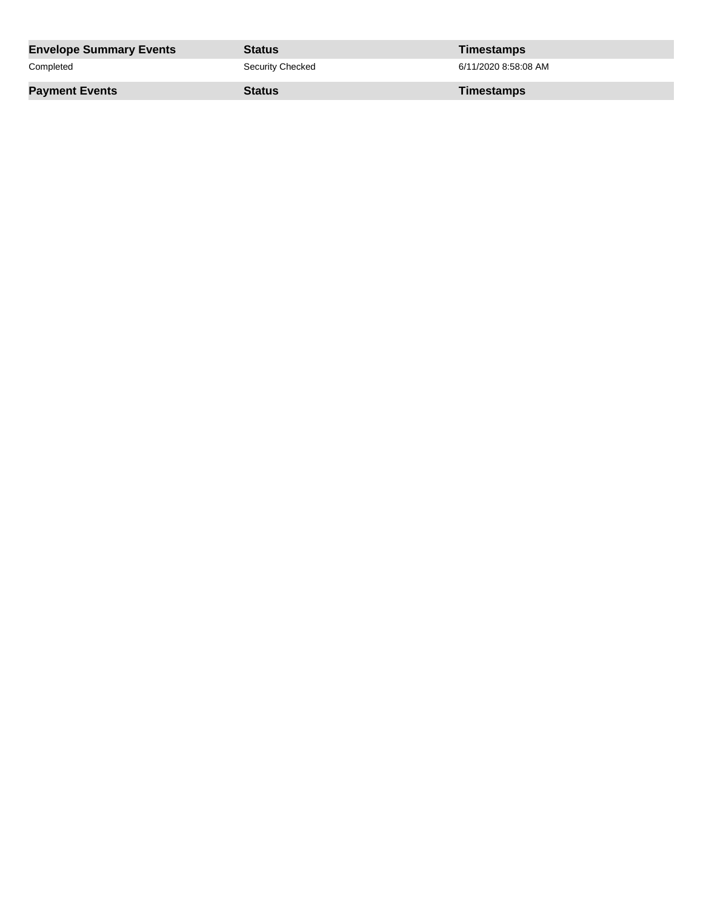| Envelope Summary Events | Status | Timestamps |
|---|---|---|
| Completed | Security Checked | 6/11/2020 8:58:08 AM |

| Payment Events | Status | Timestamps |
|---|---|---|